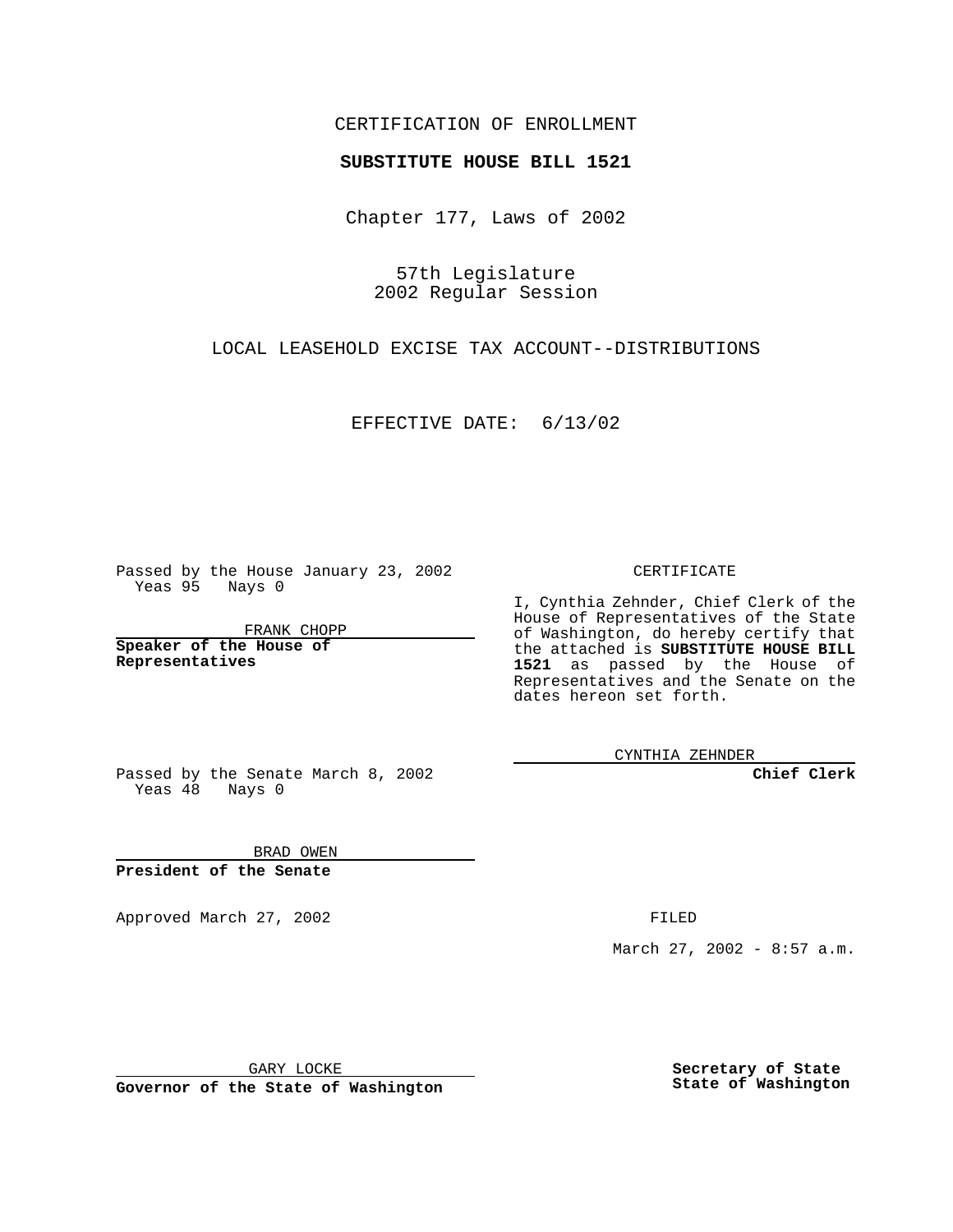CERTIFICATION OF ENROLLMENT

**SUBSTITUTE HOUSE BILL 1521**

Chapter 177, Laws of 2002

57th Legislature
2002 Regular Session

LOCAL LEASEHOLD EXCISE TAX ACCOUNT--DISTRIBUTIONS

EFFECTIVE DATE: 6/13/02

Passed by the House January 23, 2002
Yeas 95 Nays 0

FRANK CHOPP

**Speaker of the House of Representatives**

Passed by the Senate March 8, 2002
Yeas 48 Nays 0

BRAD OWEN

**President of the Senate**

Approved March 27, 2002

GARY LOCKE

**Governor of the State of Washington**

CERTIFICATE

I, Cynthia Zehnder, Chief Clerk of the House of Representatives of the State of Washington, do hereby certify that the attached is **SUBSTITUTE HOUSE BILL 1521** as passed by the House of Representatives and the Senate on the dates hereon set forth.

CYNTHIA ZEHNDER

**Chief Clerk**

FILED

March 27, 2002 - 8:57 a.m.

**Secretary of State
State of Washington**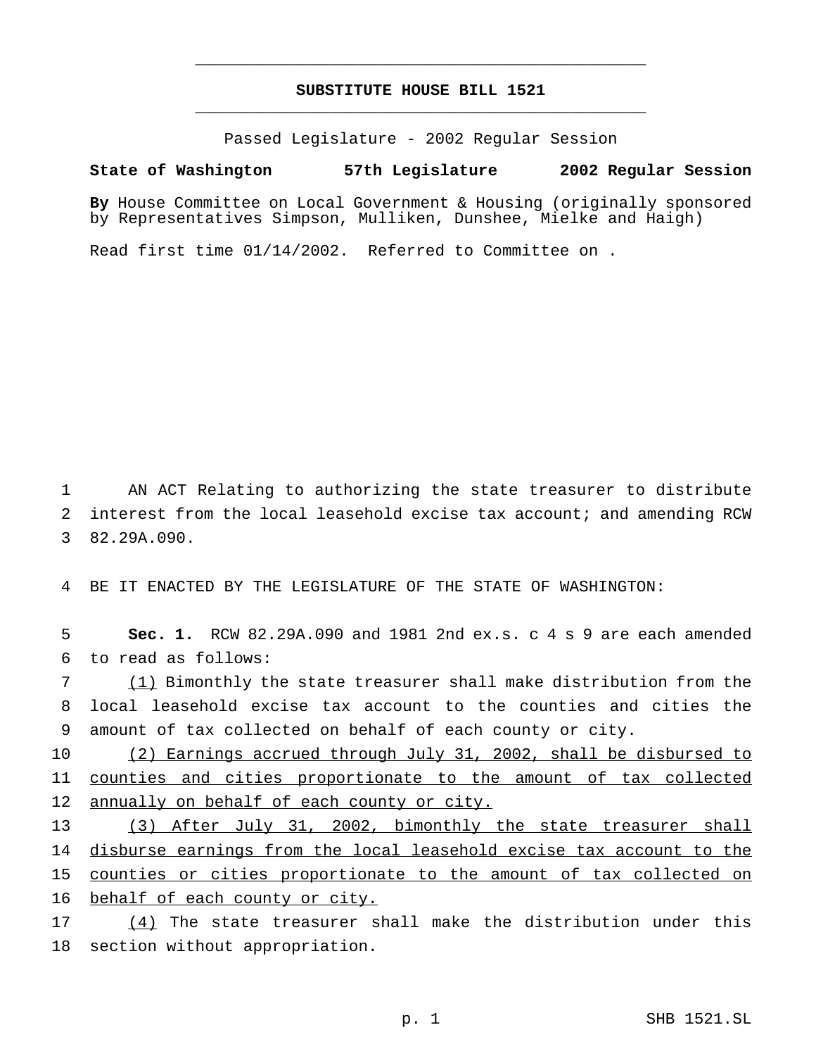# SUBSTITUTE HOUSE BILL 1521

Passed Legislature - 2002 Regular Session

**State of Washington 57th Legislature 2002 Regular Session**

**By** House Committee on Local Government & Housing (originally sponsored by Representatives Simpson, Mulliken, Dunshee, Mielke and Haigh)

Read first time 01/14/2002. Referred to Committee on .

AN ACT Relating to authorizing the state treasurer to distribute interest from the local leasehold excise tax account; and amending RCW 82.29A.090.

BE IT ENACTED BY THE LEGISLATURE OF THE STATE OF WASHINGTON:

**Sec. 1.** RCW 82.29A.090 and 1981 2nd ex.s. c 4 s 9 are each amended to read as follows:

<u>(1)</u> Bimonthly the state treasurer shall make distribution from the local leasehold excise tax account to the counties and cities the amount of tax collected on behalf of each county or city.

<u>(2) Earnings accrued through July 31, 2002, shall be disbursed to counties and cities proportionate to the amount of tax collected annually on behalf of each county or city.</u>

<u>(3) After July 31, 2002, bimonthly the state treasurer shall disburse earnings from the local leasehold excise tax account to the counties or cities proportionate to the amount of tax collected on behalf of each county or city.</u>

<u>(4)</u> The state treasurer shall make the distribution under this section without appropriation.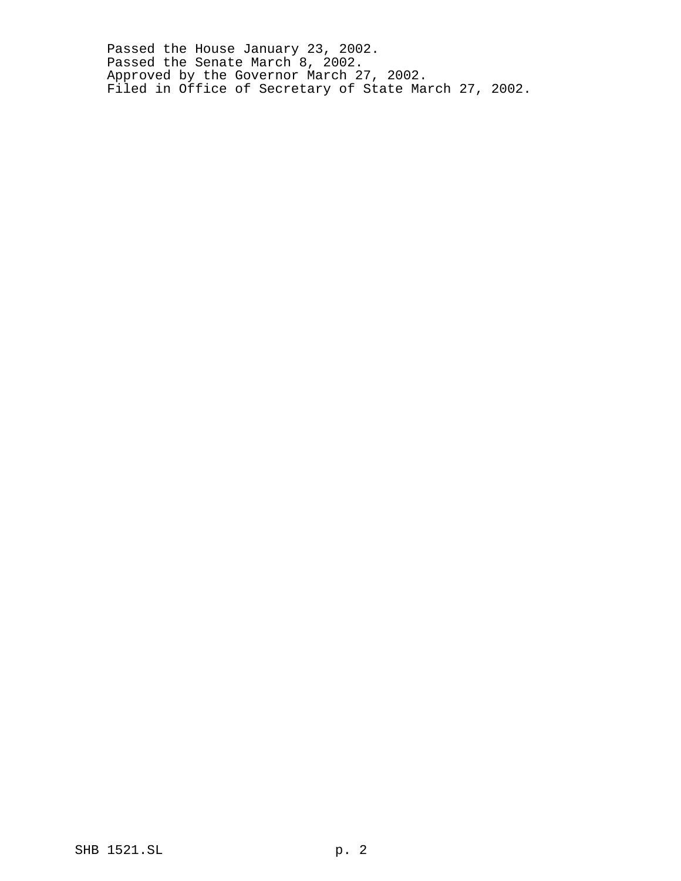Passed the House January 23, 2002.
Passed the Senate March 8, 2002.
Approved by the Governor March 27, 2002.
Filed in Office of Secretary of State March 27, 2002.